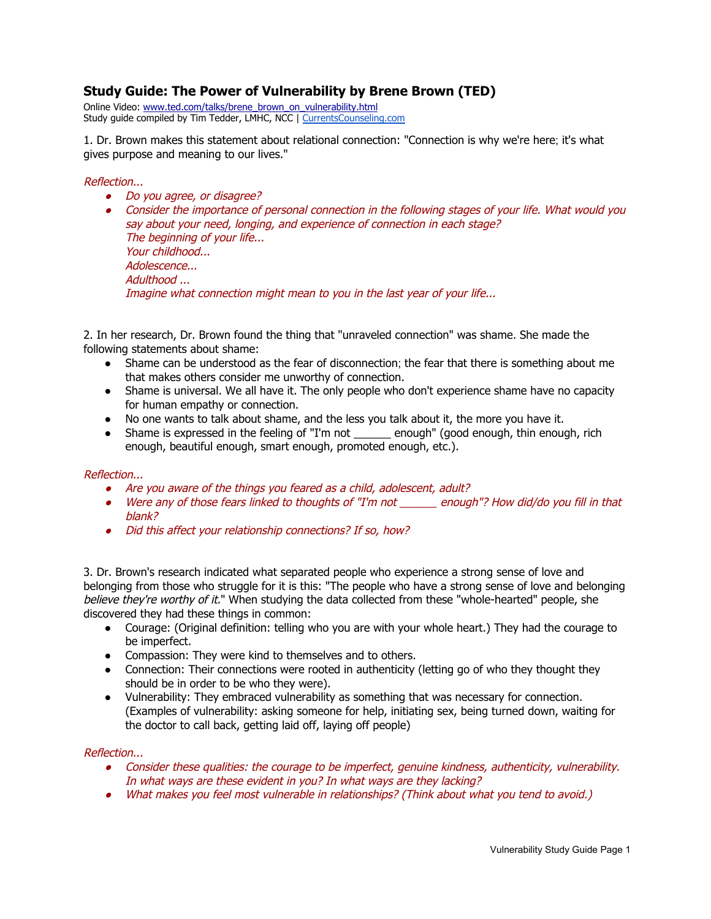## Study Guide: The Power of Vulnerability by Brene Brown (TED)

Online Video: www.ted.com/talks/brene_brown_on_vulnerability.html
Study guide compiled by Tim Tedder, LMHC, NCC | CurrentsCounseling.com

1. Dr. Brown makes this statement about relational connection: "Connection is why we're here; it's what gives purpose and meaning to our lives."

*Reflection...*

- *Do you agree, or disagree?*
- *Consider the importance of personal connection in the following stages of your life. What would you say about your need, longing, and experience of connection in each stage?*
  *The beginning of your life...*
  *Your childhood...*
  *Adolescence...*
  *Adulthood ...*
  *Imagine what connection might mean to you in the last year of your life...*

2. In her research, Dr. Brown found the thing that "unraveled connection" was shame. She made the following statements about shame:

- Shame can be understood as the fear of disconnection; the fear that there is something about me that makes others consider me unworthy of connection.
- Shame is universal. We all have it. The only people who don't experience shame have no capacity for human empathy or connection.
- No one wants to talk about shame, and the less you talk about it, the more you have it.
- Shame is expressed in the feeling of "I'm not ______ enough" (good enough, thin enough, rich enough, beautiful enough, smart enough, promoted enough, etc.).

*Reflection...*

- *Are you aware of the things you feared as a child, adolescent, adult?*
- *Were any of those fears linked to thoughts of "I'm not ______ enough"? How did/do you fill in that blank?*
- *Did this affect your relationship connections? If so, how?*

3. Dr. Brown's research indicated what separated people who experience a strong sense of love and belonging from those who struggle for it is this: "The people who have a strong sense of love and belonging *believe they're worthy of it.*" When studying the data collected from these "whole-hearted" people, she discovered they had these things in common:

- Courage: (Original definition: telling who you are with your whole heart.) They had the courage to be imperfect.
- Compassion: They were kind to themselves and to others.
- Connection: Their connections were rooted in authenticity (letting go of who they thought they should be in order to be who they were).
- Vulnerability: They embraced vulnerability as something that was necessary for connection. (Examples of vulnerability: asking someone for help, initiating sex, being turned down, waiting for the doctor to call back, getting laid off, laying off people)

*Reflection...*

- *Consider these qualities: the courage to be imperfect, genuine kindness, authenticity, vulnerability. In what ways are these evident in you? In what ways are they lacking?*
- *What makes you feel most vulnerable in relationships? (Think about what you tend to avoid.)*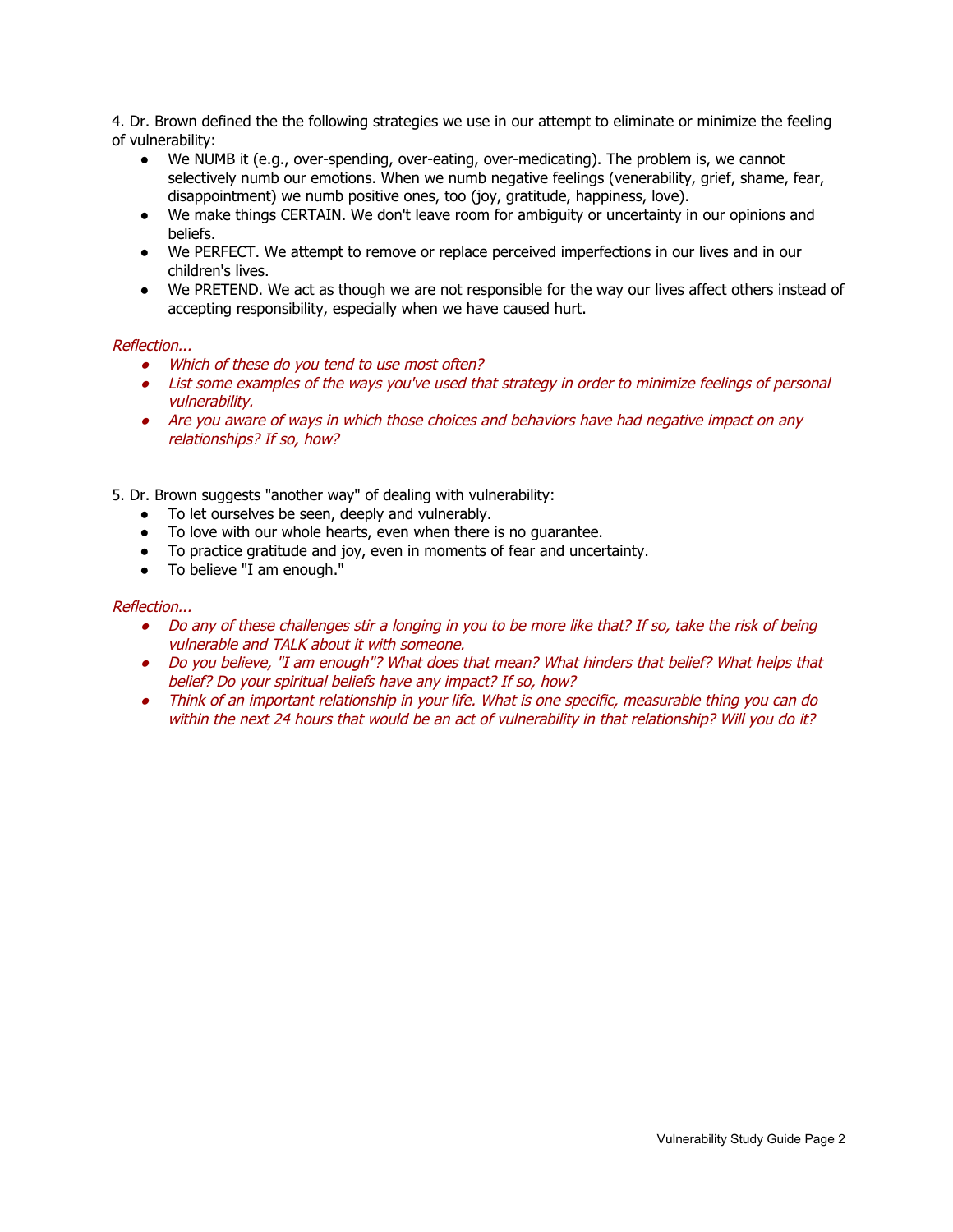4. Dr. Brown defined the the following strategies we use in our attempt to eliminate or minimize the feeling of vulnerability:

- We NUMB it (e.g., over-spending, over-eating, over-medicating). The problem is, we cannot selectively numb our emotions. When we numb negative feelings (venerability, grief, shame, fear, disappointment) we numb positive ones, too (joy, gratitude, happiness, love).
- We make things CERTAIN. We don't leave room for ambiguity or uncertainty in our opinions and beliefs.
- We PERFECT. We attempt to remove or replace perceived imperfections in our lives and in our children's lives.
- We PRETEND. We act as though we are not responsible for the way our lives affect others instead of accepting responsibility, especially when we have caused hurt.

*Reflection...*

- *Which of these do you tend to use most often?*
- *List some examples of the ways you've used that strategy in order to minimize feelings of personal vulnerability.*
- *Are you aware of ways in which those choices and behaviors have had negative impact on any relationships? If so, how?*

5. Dr. Brown suggests "another way" of dealing with vulnerability:

- To let ourselves be seen, deeply and vulnerably.
- To love with our whole hearts, even when there is no guarantee.
- To practice gratitude and joy, even in moments of fear and uncertainty.
- To believe "I am enough."

*Reflection...*

- *Do any of these challenges stir a longing in you to be more like that? If so, take the risk of being vulnerable and TALK about it with someone.*
- *Do you believe, "I am enough"? What does that mean? What hinders that belief? What helps that belief? Do your spiritual beliefs have any impact? If so, how?*
- *Think of an important relationship in your life. What is one specific, measurable thing you can do within the next 24 hours that would be an act of vulnerability in that relationship? Will you do it?*